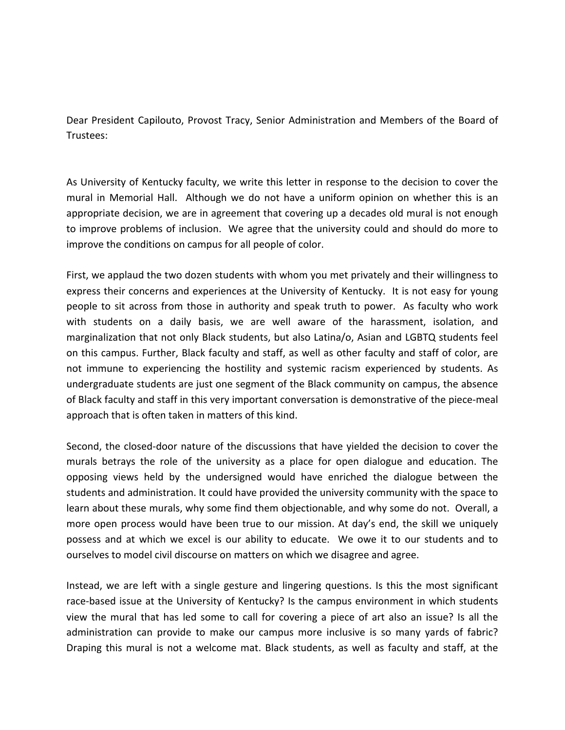Dear President Capilouto, Provost Tracy, Senior Administration and Members of the Board of Trustees:

As University of Kentucky faculty, we write this letter in response to the decision to cover the mural in Memorial Hall. Although we do not have a uniform opinion on whether this is an appropriate decision, we are in agreement that covering up a decades old mural is not enough to improve problems of inclusion. We agree that the university could and should do more to improve the conditions on campus for all people of color.

First, we applaud the two dozen students with whom you met privately and their willingness to express their concerns and experiences at the University of Kentucky. It is not easy for young people to sit across from those in authority and speak truth to power. As faculty who work with students on a daily basis, we are well aware of the harassment, isolation, and marginalization that not only Black students, but also Latina/o, Asian and LGBTQ students feel on this campus. Further, Black faculty and staff, as well as other faculty and staff of color, are not immune to experiencing the hostility and systemic racism experienced by students. As undergraduate students are just one segment of the Black community on campus, the absence of Black faculty and staff in this very important conversation is demonstrative of the piece-meal approach that is often taken in matters of this kind.

Second, the closed-door nature of the discussions that have yielded the decision to cover the murals betrays the role of the university as a place for open dialogue and education. The opposing views held by the undersigned would have enriched the dialogue between the students and administration. It could have provided the university community with the space to learn about these murals, why some find them objectionable, and why some do not. Overall, a more open process would have been true to our mission. At day's end, the skill we uniquely possess and at which we excel is our ability to educate. We owe it to our students and to ourselves to model civil discourse on matters on which we disagree and agree.

Instead, we are left with a single gesture and lingering questions. Is this the most significant race-based issue at the University of Kentucky? Is the campus environment in which students view the mural that has led some to call for covering a piece of art also an issue? Is all the administration can provide to make our campus more inclusive is so many yards of fabric? Draping this mural is not a welcome mat. Black students, as well as faculty and staff, at the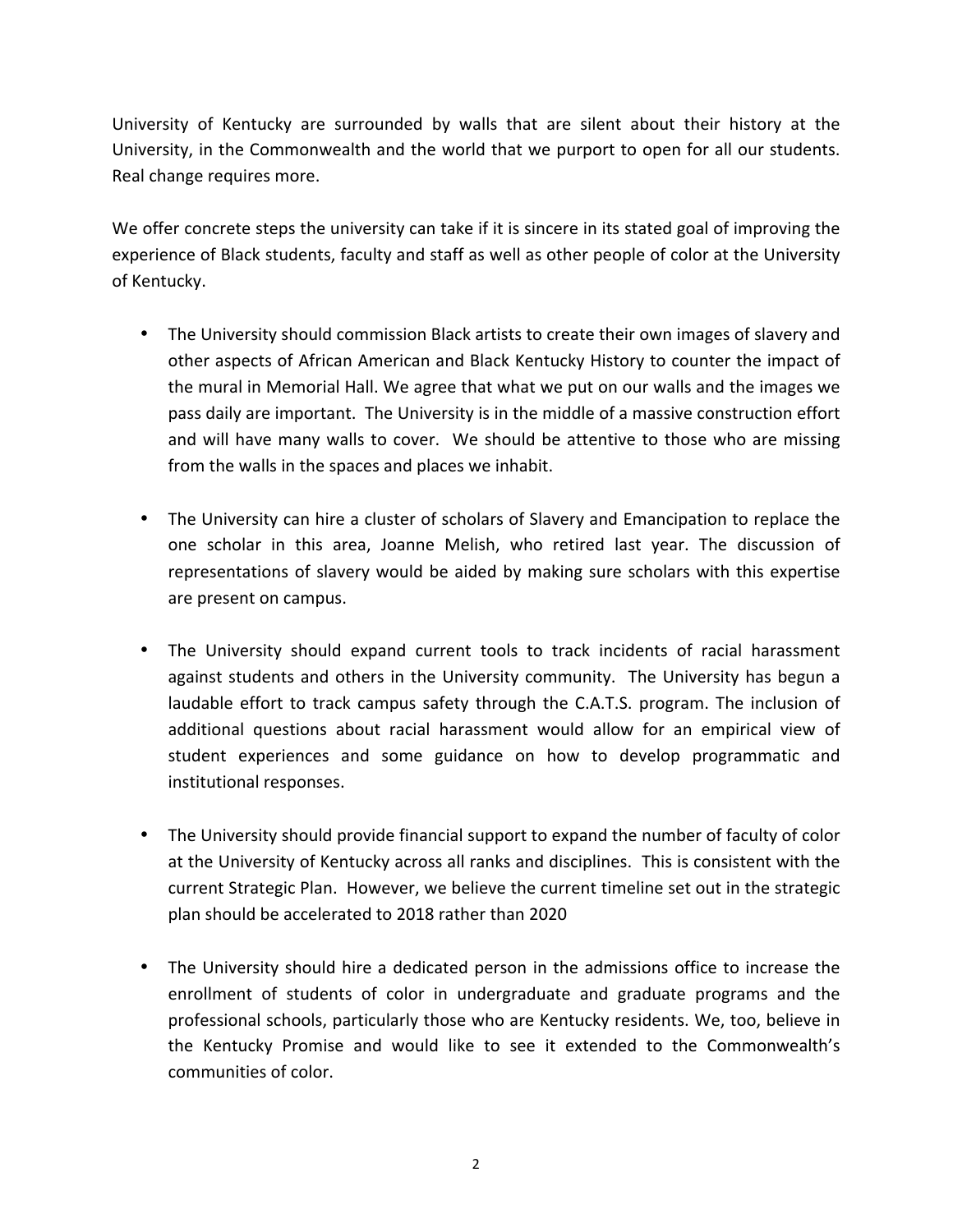University of Kentucky are surrounded by walls that are silent about their history at the University, in the Commonwealth and the world that we purport to open for all our students. Real change requires more.

We offer concrete steps the university can take if it is sincere in its stated goal of improving the experience of Black students, faculty and staff as well as other people of color at the University of Kentucky.

- The University should commission Black artists to create their own images of slavery and other aspects of African American and Black Kentucky History to counter the impact of the mural in Memorial Hall. We agree that what we put on our walls and the images we pass daily are important. The University is in the middle of a massive construction effort and will have many walls to cover. We should be attentive to those who are missing from the walls in the spaces and places we inhabit.

- The University can hire a cluster of scholars of Slavery and Emancipation to replace the one scholar in this area, Joanne Melish, who retired last year. The discussion of representations of slavery would be aided by making sure scholars with this expertise are present on campus.

- The University should expand current tools to track incidents of racial harassment against students and others in the University community. The University has begun a laudable effort to track campus safety through the C.A.T.S. program. The inclusion of additional questions about racial harassment would allow for an empirical view of student experiences and some guidance on how to develop programmatic and institutional responses.

- The University should provide financial support to expand the number of faculty of color at the University of Kentucky across all ranks and disciplines. This is consistent with the current Strategic Plan. However, we believe the current timeline set out in the strategic plan should be accelerated to 2018 rather than 2020

- The University should hire a dedicated person in the admissions office to increase the enrollment of students of color in undergraduate and graduate programs and the professional schools, particularly those who are Kentucky residents. We, too, believe in the Kentucky Promise and would like to see it extended to the Commonwealth's communities of color.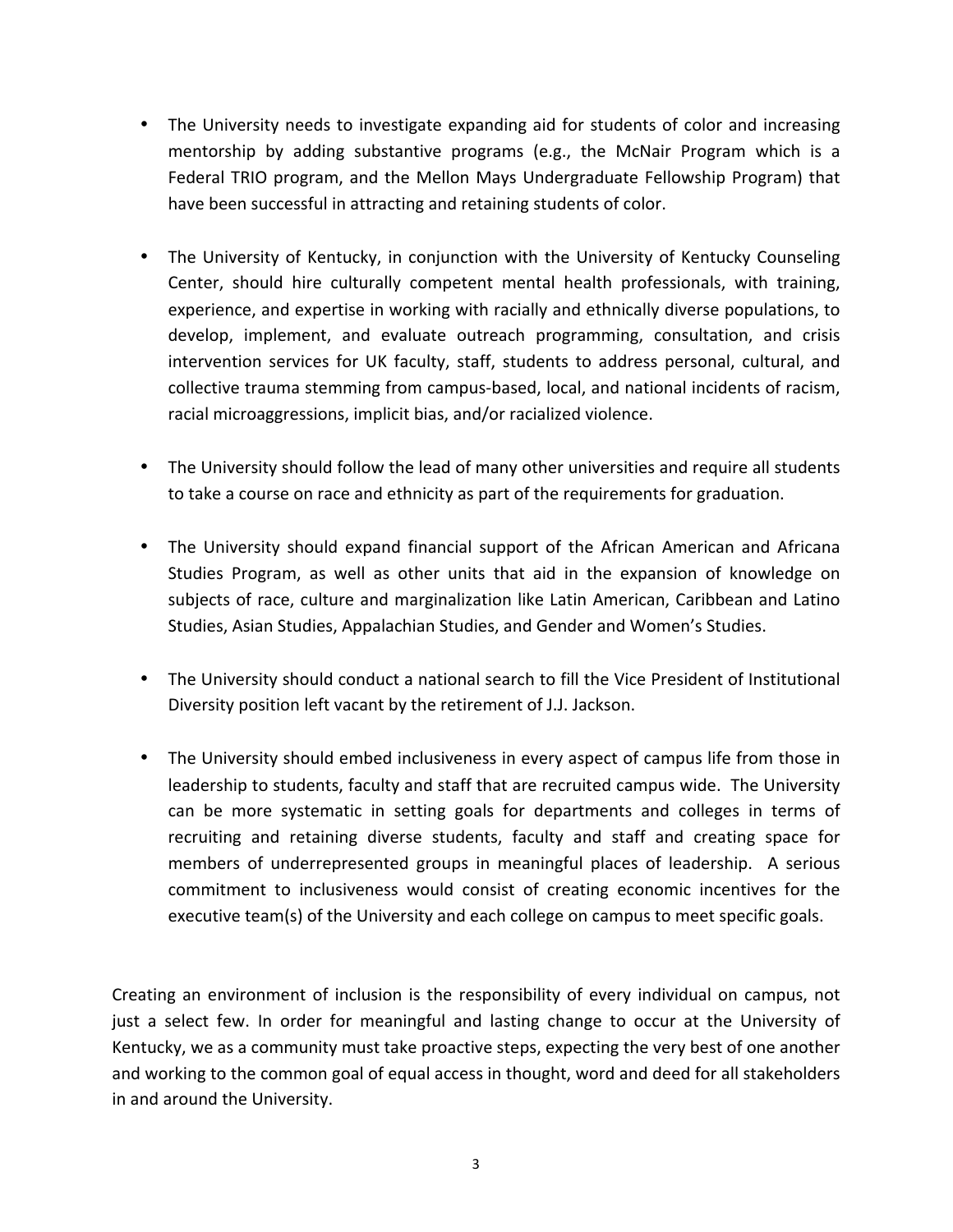- The University needs to investigate expanding aid for students of color and increasing mentorship by adding substantive programs (e.g., the McNair Program which is a Federal TRIO program, and the Mellon Mays Undergraduate Fellowship Program) that have been successful in attracting and retaining students of color.

- The University of Kentucky, in conjunction with the University of Kentucky Counseling Center, should hire culturally competent mental health professionals, with training, experience, and expertise in working with racially and ethnically diverse populations, to develop, implement, and evaluate outreach programming, consultation, and crisis intervention services for UK faculty, staff, students to address personal, cultural, and collective trauma stemming from campus-based, local, and national incidents of racism, racial microaggressions, implicit bias, and/or racialized violence.

- The University should follow the lead of many other universities and require all students to take a course on race and ethnicity as part of the requirements for graduation.

- The University should expand financial support of the African American and Africana Studies Program, as well as other units that aid in the expansion of knowledge on subjects of race, culture and marginalization like Latin American, Caribbean and Latino Studies, Asian Studies, Appalachian Studies, and Gender and Women's Studies.

- The University should conduct a national search to fill the Vice President of Institutional Diversity position left vacant by the retirement of J.J. Jackson.

- The University should embed inclusiveness in every aspect of campus life from those in leadership to students, faculty and staff that are recruited campus wide. The University can be more systematic in setting goals for departments and colleges in terms of recruiting and retaining diverse students, faculty and staff and creating space for members of underrepresented groups in meaningful places of leadership. A serious commitment to inclusiveness would consist of creating economic incentives for the executive team(s) of the University and each college on campus to meet specific goals.

Creating an environment of inclusion is the responsibility of every individual on campus, not just a select few. In order for meaningful and lasting change to occur at the University of Kentucky, we as a community must take proactive steps, expecting the very best of one another and working to the common goal of equal access in thought, word and deed for all stakeholders in and around the University.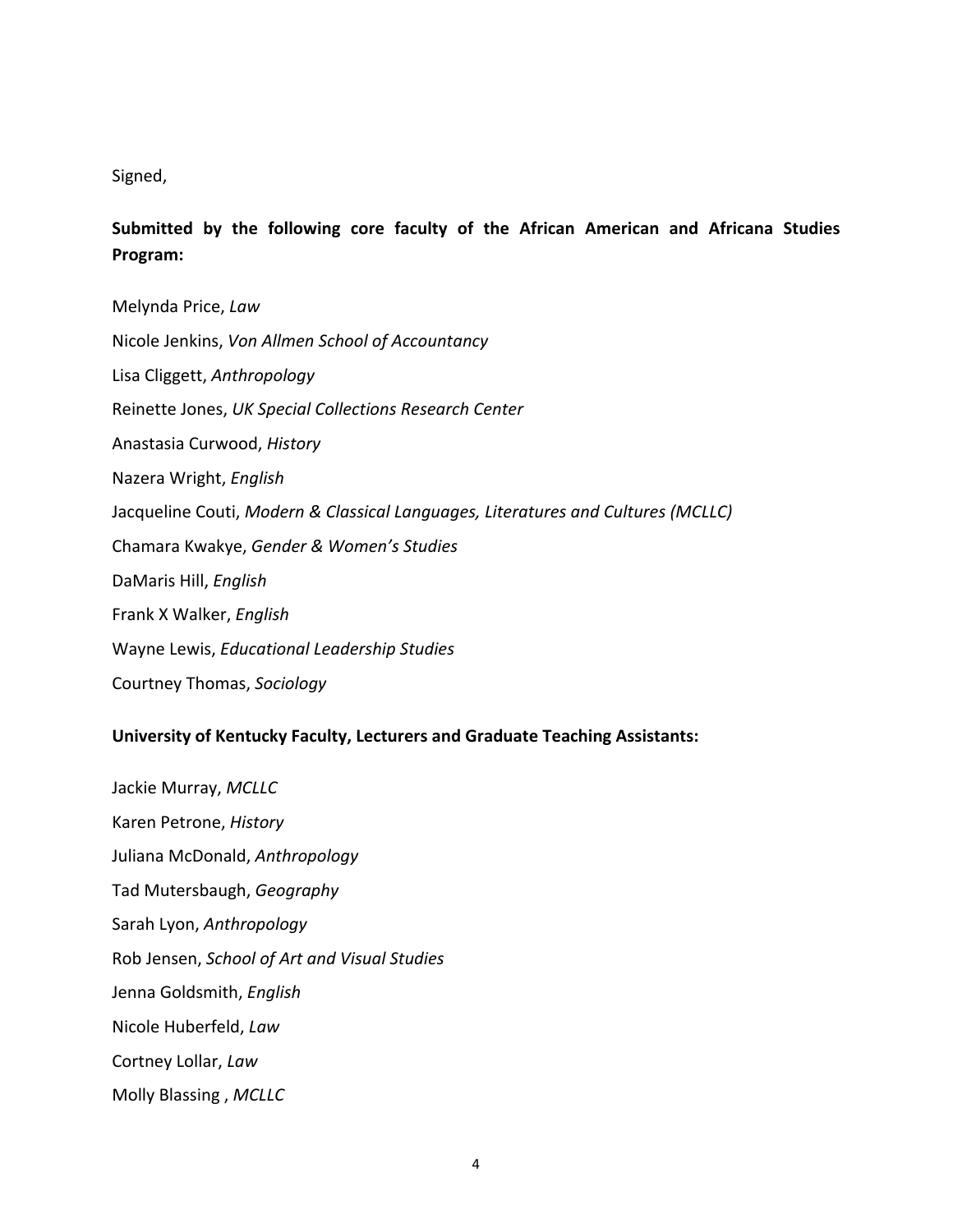Signed,

**Submitted by the following core faculty of the African American and Africana Studies Program:**

Melynda Price, *Law*

Nicole Jenkins, *Von Allmen School of Accountancy*

Lisa Cliggett, *Anthropology*

Reinette Jones, *UK Special Collections Research Center*

Anastasia Curwood, *History*

Nazera Wright, *English*

Jacqueline Couti, *Modern & Classical Languages, Literatures and Cultures (MCLLC)*

Chamara Kwakye, *Gender & Women's Studies*

DaMaris Hill, *English*

Frank X Walker, *English*

Wayne Lewis, *Educational Leadership Studies*

Courtney Thomas, *Sociology*

**University of Kentucky Faculty, Lecturers and Graduate Teaching Assistants:**

Jackie Murray, *MCLLC*

Karen Petrone, *History*

Juliana McDonald, *Anthropology*

Tad Mutersbaugh, *Geography*

Sarah Lyon, *Anthropology*

Rob Jensen, *School of Art and Visual Studies*

Jenna Goldsmith, *English*

Nicole Huberfeld, *Law*

Cortney Lollar, *Law*

Molly Blassing , *MCLLC*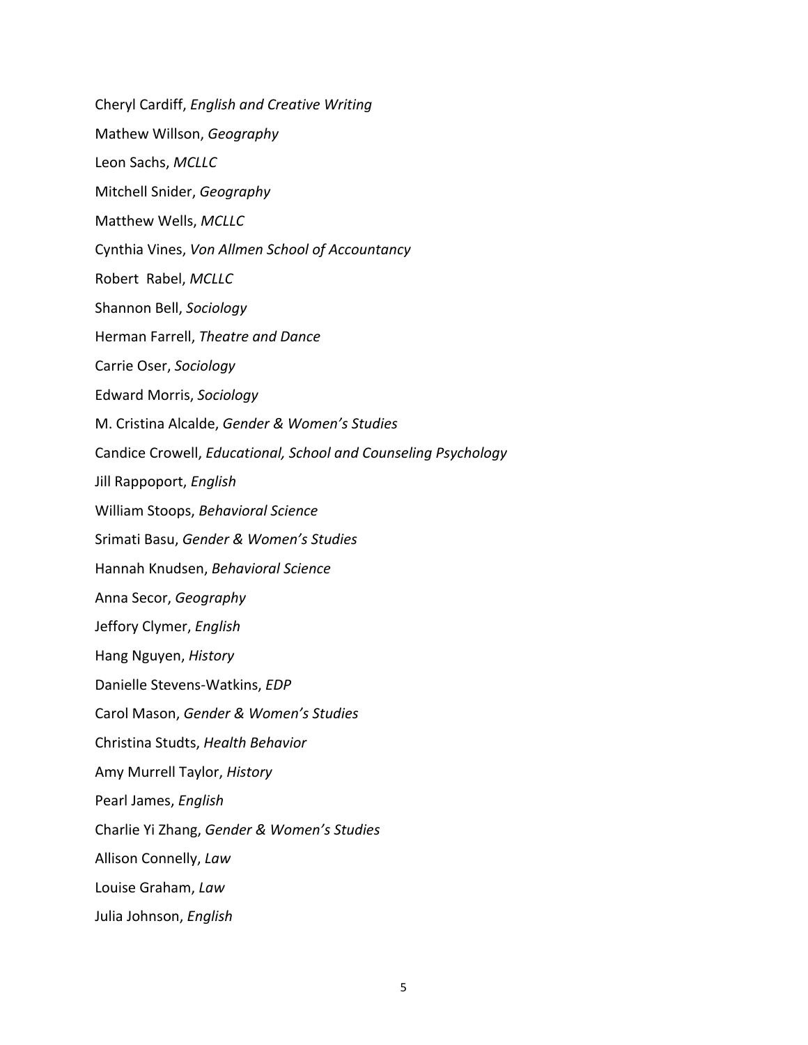Cheryl Cardiff, *English and Creative Writing*

Mathew Willson, *Geography*

Leon Sachs, *MCLLC*

Mitchell Snider, *Geography*

Matthew Wells, *MCLLC*

Cynthia Vines, *Von Allmen School of Accountancy*

Robert Rabel, *MCLLC*

Shannon Bell, *Sociology*

Herman Farrell, *Theatre and Dance*

Carrie Oser, *Sociology*

Edward Morris, *Sociology*

M. Cristina Alcalde, *Gender & Women's Studies*

Candice Crowell, *Educational, School and Counseling Psychology*

Jill Rappoport, *English*

William Stoops, *Behavioral Science*

Srimati Basu, *Gender & Women's Studies*

Hannah Knudsen, *Behavioral Science*

Anna Secor, *Geography*

Jeffory Clymer, *English*

Hang Nguyen, *History*

Danielle Stevens-Watkins, *EDP*

Carol Mason, *Gender & Women's Studies*

Christina Studts, *Health Behavior*

Amy Murrell Taylor, *History*

Pearl James, *English*

Charlie Yi Zhang, *Gender & Women's Studies*

Allison Connelly, *Law*

Louise Graham, *Law*

Julia Johnson, *English*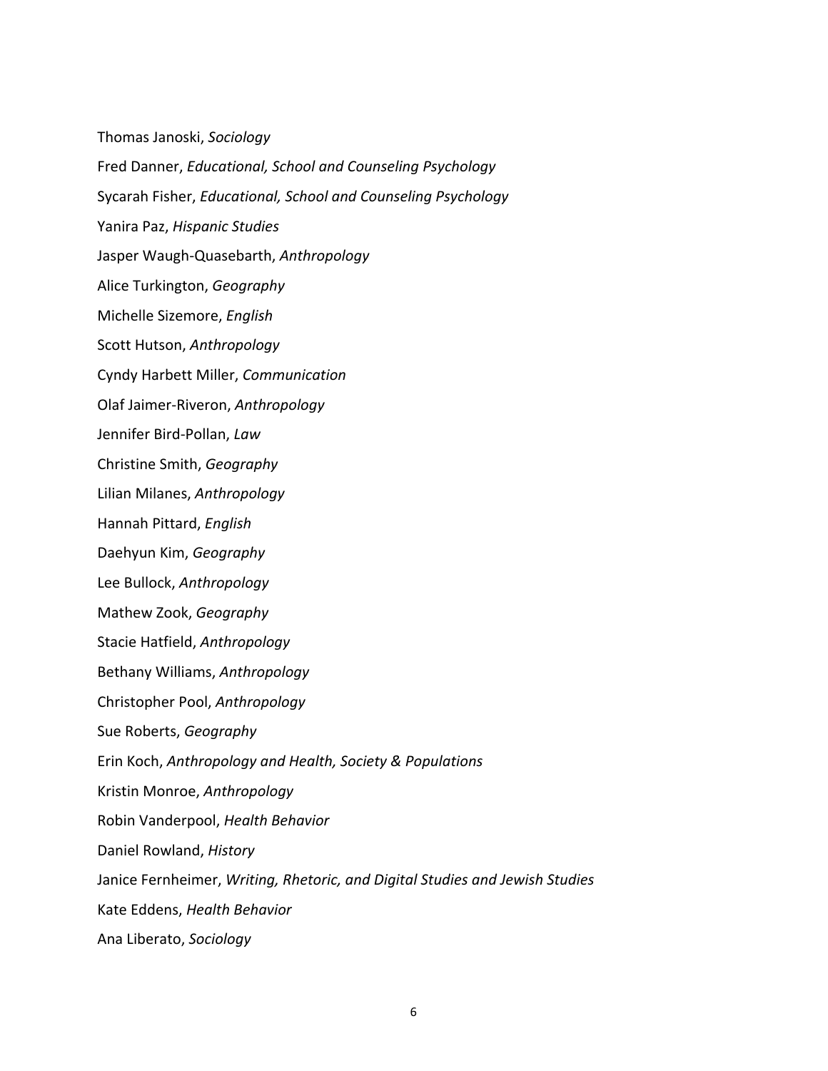Thomas Janoski, *Sociology*

Fred Danner, *Educational, School and Counseling Psychology*

Sycarah Fisher, *Educational, School and Counseling Psychology*

Yanira Paz, *Hispanic Studies*

Jasper Waugh-Quasebarth, *Anthropology*

Alice Turkington, *Geography*

Michelle Sizemore, *English*

Scott Hutson, *Anthropology*

Cyndy Harbett Miller, *Communication*

Olaf Jaimer-Riveron, *Anthropology*

Jennifer Bird-Pollan, *Law*

Christine Smith, *Geography*

Lilian Milanes, *Anthropology*

Hannah Pittard, *English*

Daehyun Kim, *Geography*

Lee Bullock, *Anthropology*

Mathew Zook, *Geography*

Stacie Hatfield, *Anthropology*

Bethany Williams, *Anthropology*

Christopher Pool, *Anthropology*

Sue Roberts, *Geography*

Erin Koch, *Anthropology and Health, Society & Populations*

Kristin Monroe, *Anthropology*

Robin Vanderpool, *Health Behavior*

Daniel Rowland, *History*

Janice Fernheimer, *Writing, Rhetoric, and Digital Studies and Jewish Studies*

Kate Eddens, *Health Behavior*

Ana Liberato, *Sociology*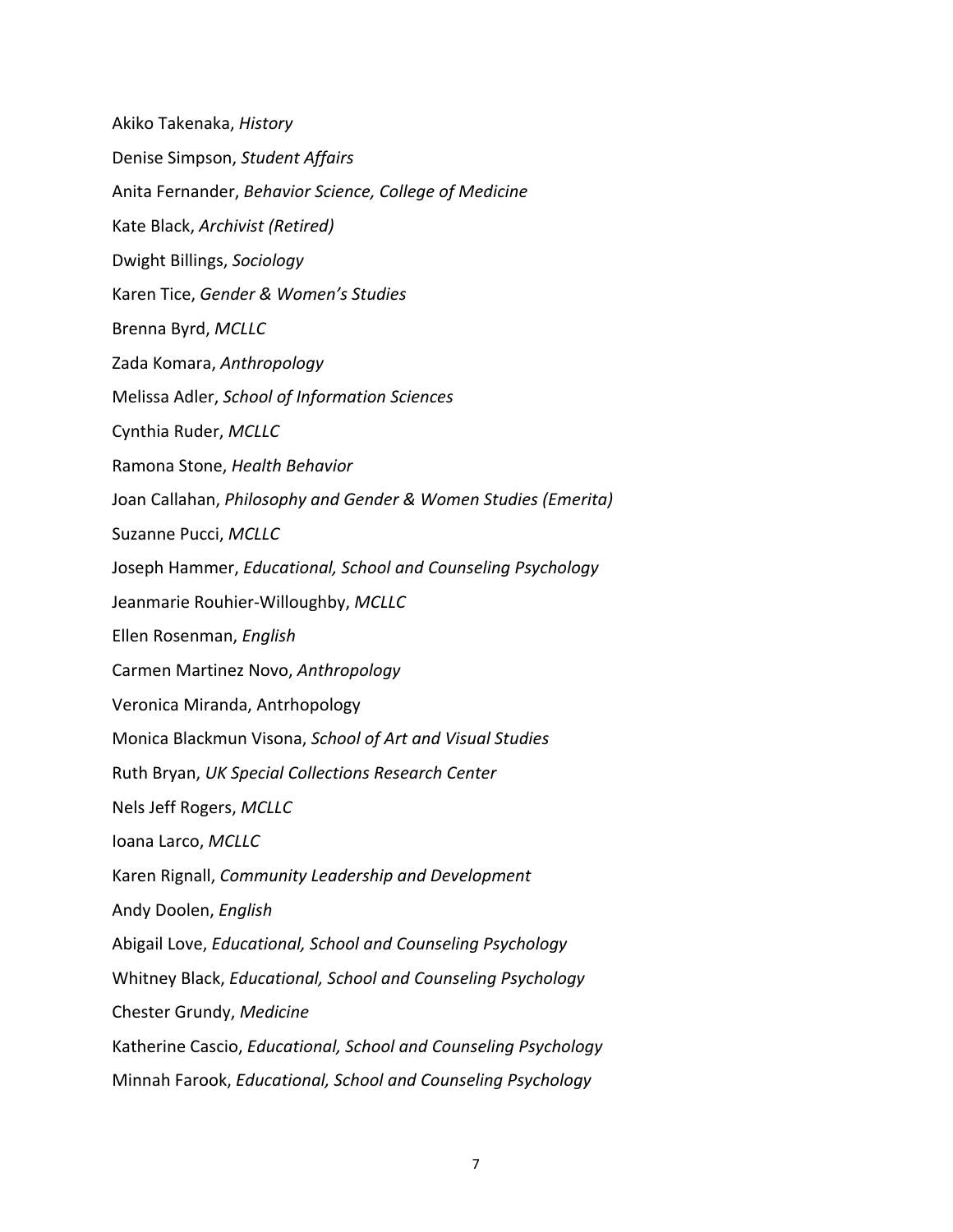Akiko Takenaka, *History*

Denise Simpson, *Student Affairs*

Anita Fernander, *Behavior Science, College of Medicine*

Kate Black, *Archivist (Retired)*

Dwight Billings, *Sociology*

Karen Tice, *Gender & Women's Studies*

Brenna Byrd, *MCLLC*

Zada Komara, *Anthropology*

Melissa Adler, *School of Information Sciences*

Cynthia Ruder, *MCLLC*

Ramona Stone, *Health Behavior*

Joan Callahan, *Philosophy and Gender & Women Studies (Emerita)*

Suzanne Pucci, *MCLLC*

Joseph Hammer, *Educational, School and Counseling Psychology*

Jeanmarie Rouhier-Willoughby, *MCLLC*

Ellen Rosenman, *English*

Carmen Martinez Novo, *Anthropology*

Veronica Miranda, Antrhopology

Monica Blackmun Visona, *School of Art and Visual Studies*

Ruth Bryan, *UK Special Collections Research Center*

Nels Jeff Rogers, *MCLLC*

Ioana Larco, *MCLLC*

Karen Rignall, *Community Leadership and Development*

Andy Doolen, *English*

Abigail Love, *Educational, School and Counseling Psychology*

Whitney Black, *Educational, School and Counseling Psychology*

Chester Grundy, *Medicine*

Katherine Cascio, *Educational, School and Counseling Psychology*

Minnah Farook, *Educational, School and Counseling Psychology*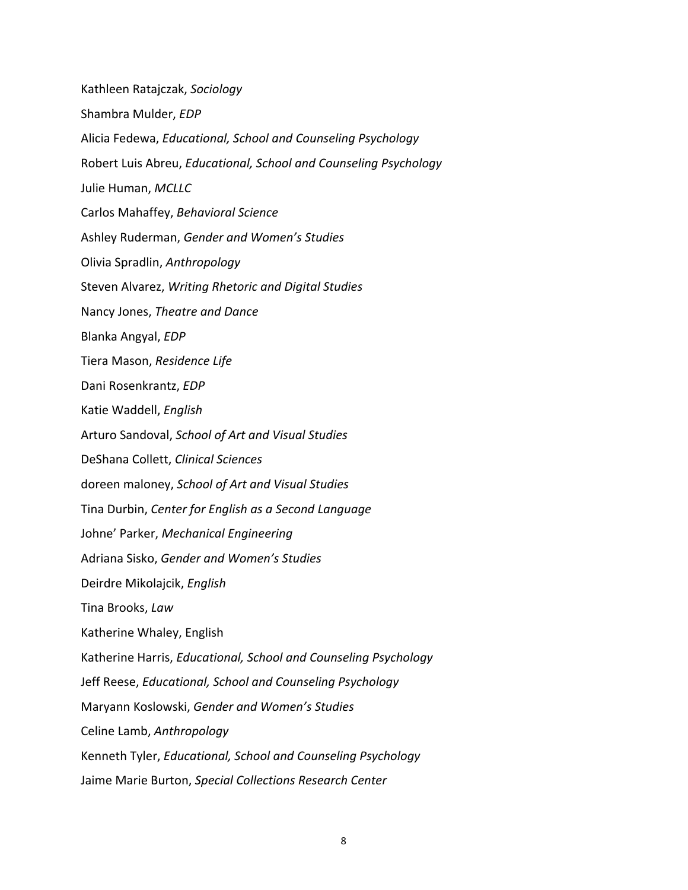Kathleen Ratajczak, *Sociology*

Shambra Mulder, *EDP*

Alicia Fedewa, *Educational, School and Counseling Psychology*

Robert Luis Abreu, *Educational, School and Counseling Psychology*

Julie Human, *MCLLC*

Carlos Mahaffey, *Behavioral Science*

Ashley Ruderman, *Gender and Women's Studies*

Olivia Spradlin, *Anthropology*

Steven Alvarez, *Writing Rhetoric and Digital Studies*

Nancy Jones, *Theatre and Dance*

Blanka Angyal, *EDP*

Tiera Mason, *Residence Life*

Dani Rosenkrantz, *EDP*

Katie Waddell, *English*

Arturo Sandoval, *School of Art and Visual Studies*

DeShana Collett, *Clinical Sciences*

doreen maloney, *School of Art and Visual Studies*

Tina Durbin, *Center for English as a Second Language*

Johne' Parker, *Mechanical Engineering*

Adriana Sisko, *Gender and Women's Studies*

Deirdre Mikolajcik, *English*

Tina Brooks, *Law*

Katherine Whaley, English

Katherine Harris, *Educational, School and Counseling Psychology*

Jeff Reese, *Educational, School and Counseling Psychology*

Maryann Koslowski, *Gender and Women's Studies*

Celine Lamb, *Anthropology*

Kenneth Tyler, *Educational, School and Counseling Psychology*

Jaime Marie Burton, *Special Collections Research Center*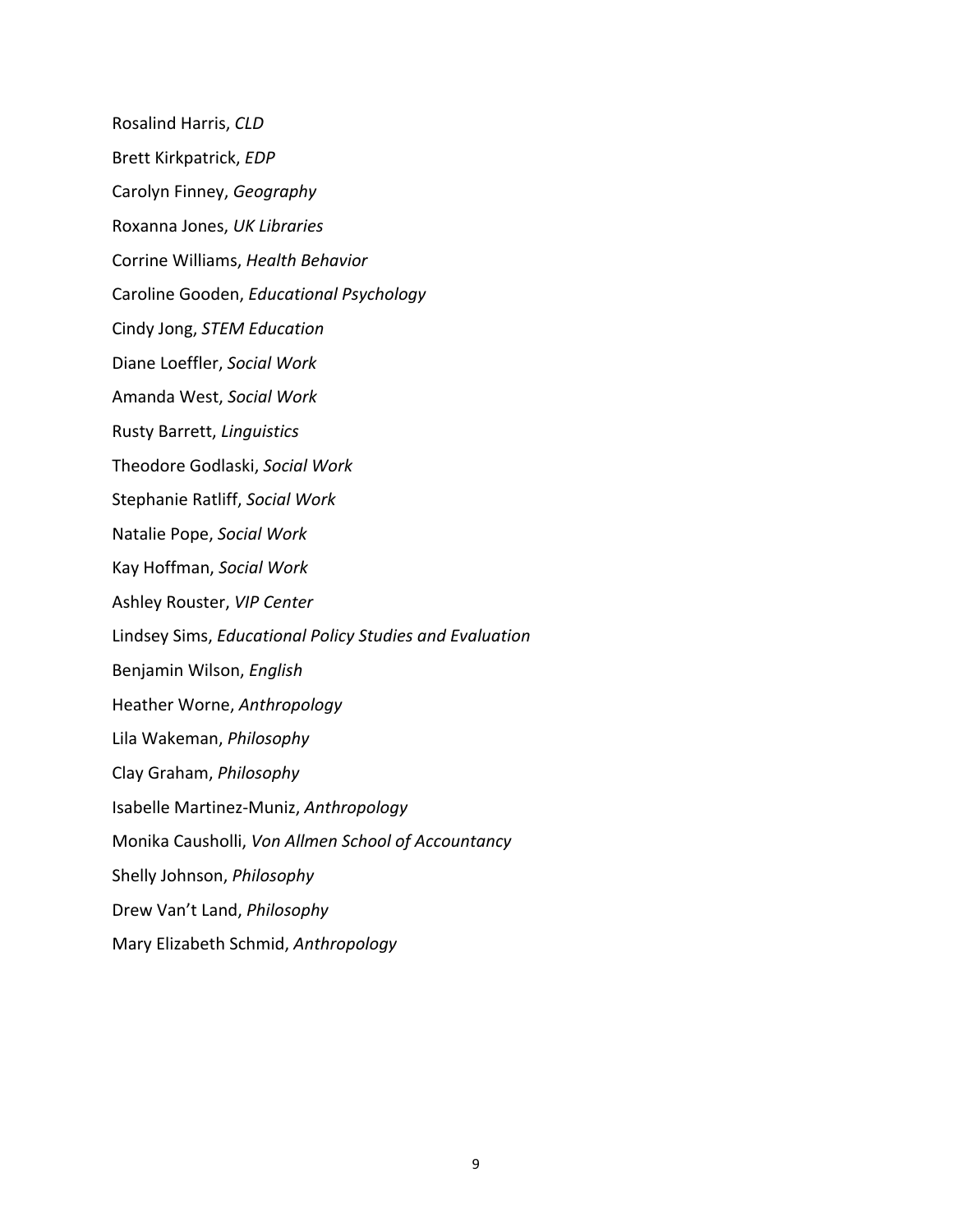Rosalind Harris, *CLD*

Brett Kirkpatrick, *EDP*

Carolyn Finney, *Geography*

Roxanna Jones, *UK Libraries*

Corrine Williams, *Health Behavior*

Caroline Gooden, *Educational Psychology*

Cindy Jong, *STEM Education*

Diane Loeffler, *Social Work*

Amanda West, *Social Work*

Rusty Barrett, *Linguistics*

Theodore Godlaski, *Social Work*

Stephanie Ratliff, *Social Work*

Natalie Pope, *Social Work*

Kay Hoffman, *Social Work*

Ashley Rouster, *VIP Center*

Lindsey Sims, *Educational Policy Studies and Evaluation*

Benjamin Wilson, *English*

Heather Worne, *Anthropology*

Lila Wakeman, *Philosophy*

Clay Graham, *Philosophy*

Isabelle Martinez-Muniz, *Anthropology*

Monika Causholli, *Von Allmen School of Accountancy*

Shelly Johnson, *Philosophy*

Drew Van't Land, *Philosophy*

Mary Elizabeth Schmid, *Anthropology*